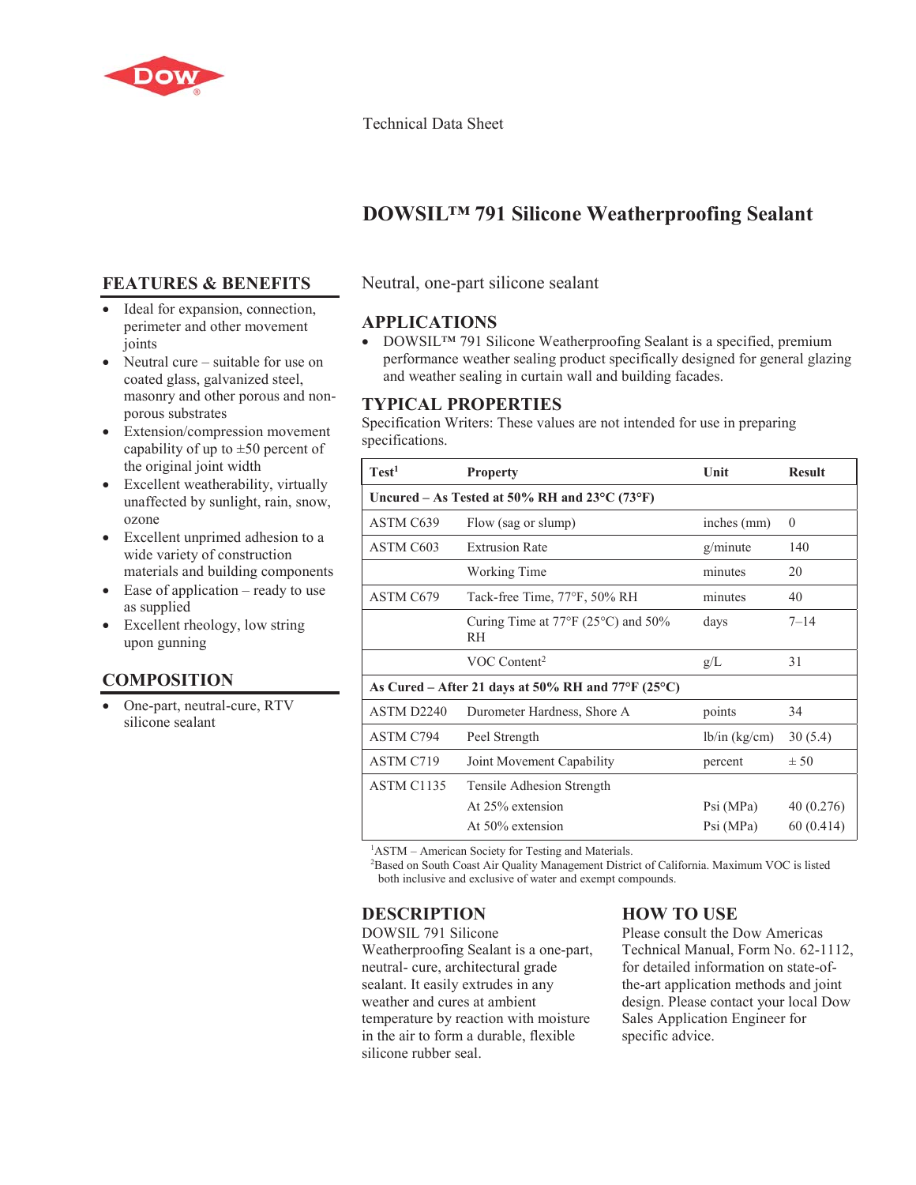Technical Data Sheet

# DOWSIL™ 791 Silicone Weatherproofing Sealant

Neutral, one-part silicone sealant

## FEATURES & BENEFITS

- Ideal for expansion, connection, perimeter and other movement joints
- Neutral cure – suitable for use on coated glass, galvanized steel, masonry and other porous and non-porous substrates
- Extension/compression movement capability of up to ±50 percent of the original joint width
- Excellent weatherability, virtually unaffected by sunlight, rain, snow, ozone
- Excellent unprimed adhesion to a wide variety of construction materials and building components
- Ease of application – ready to use as supplied
- Excellent rheology, low string upon gunning

## COMPOSITION

- One-part, neutral-cure, RTV silicone sealant

## APPLICATIONS

- DOWSIL™ 791 Silicone Weatherproofing Sealant is a specified, premium performance weather sealing product specifically designed for general glazing and weather sealing in curtain wall and building facades.

## TYPICAL PROPERTIES

Specification Writers: These values are not intended for use in preparing specifications.

| Test[1] | Property | Unit | Result |
|---|---|---|---|
| **Uncured – As Tested at 50% RH and 23°C (73°F)** | | | |
| ASTM C639 | Flow (sag or slump) | inches (mm) | 0 |
| ASTM C603 | Extrusion Rate | g/minute | 140 |
| | Working Time | minutes | 20 |
| ASTM C679 | Tack-free Time, 77°F, 50% RH | minutes | 40 |
| | Curing Time at 77°F (25°C) and 50% RH | days | 7–14 |
| | VOC Content[2] | g/L | 31 |
| **As Cured – After 21 days at 50% RH and 77°F (25°C)** | | | |
| ASTM D2240 | Durometer Hardness, Shore A | points | 34 |
| ASTM C794 | Peel Strength | lb/in (kg/cm) | 30 (5.4) |
| ASTM C719 | Joint Movement Capability | percent | ± 50 |
| ASTM C1135 | Tensile Adhesion Strength | | |
| | At 25% extension | Psi (MPa) | 40 (0.276) |
| | At 50% extension | Psi (MPa) | 60 (0.414) |

[1]ASTM – American Society for Testing and Materials.
[2]Based on South Coast Air Quality Management District of California. Maximum VOC is listed both inclusive and exclusive of water and exempt compounds.

## DESCRIPTION

DOWSIL 791 Silicone Weatherproofing Sealant is a one-part, neutral- cure, architectural grade sealant. It easily extrudes in any weather and cures at ambient temperature by reaction with moisture in the air to form a durable, flexible silicone rubber seal.

## HOW TO USE

Please consult the Dow Americas Technical Manual, Form No. 62-1112, for detailed information on state-of-the-art application methods and joint design. Please contact your local Dow Sales Application Engineer for specific advice.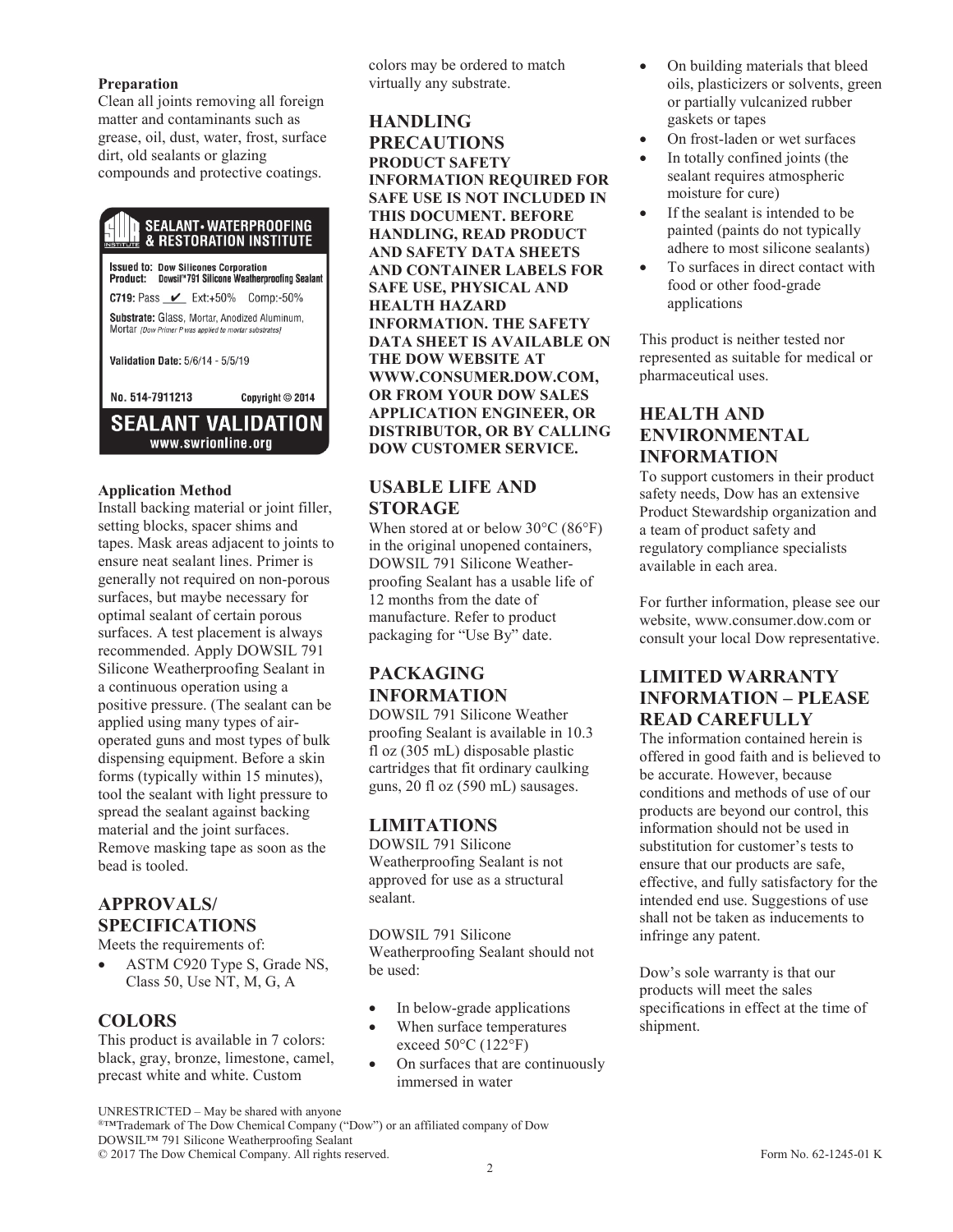**Preparation**
Clean all joints removing all foreign matter and contaminants such as grease, oil, dust, water, frost, surface dirt, old sealants or glazing compounds and protective coatings.

SEALANT • WATERPROOFING & RESTORATION INSTITUTE

Issued to: Dow Silicones Corporation
Product: Dowsil®791 Silicone Weatherproofing Sealant

C719: Pass ✔ Ext:+50% Comp:-50%

Substrate: Glass, Mortar, Anodized Aluminum, Mortar (Dow Primer P was applied to mortar substrates)

Validation Date: 5/6/14 - 5/5/19

No. 514-7911213 Copyright © 2014

SEALANT VALIDATION
www.swrionline.org

**Application Method**
Install backing material or joint filler, setting blocks, spacer shims and tapes. Mask areas adjacent to joints to ensure neat sealant lines. Primer is generally not required on non-porous surfaces, but maybe necessary for optimal sealant of certain porous surfaces. A test placement is always recommended. Apply DOWSIL 791 Silicone Weatherproofing Sealant in a continuous operation using a positive pressure. (The sealant can be applied using many types of air-operated guns and most types of bulk dispensing equipment. Before a skin forms (typically within 15 minutes), tool the sealant with light pressure to spread the sealant against backing material and the joint surfaces. Remove masking tape as soon as the bead is tooled.

## APPROVALS/ SPECIFICATIONS

Meets the requirements of:

- ASTM C920 Type S, Grade NS, Class 50, Use NT, M, G, A

## COLORS

This product is available in 7 colors: black, gray, bronze, limestone, camel, precast white and white. Custom colors may be ordered to match virtually any substrate.

## HANDLING PRECAUTIONS

**PRODUCT SAFETY INFORMATION REQUIRED FOR SAFE USE IS NOT INCLUDED IN THIS DOCUMENT. BEFORE HANDLING, READ PRODUCT AND SAFETY DATA SHEETS AND CONTAINER LABELS FOR SAFE USE, PHYSICAL AND HEALTH HAZARD INFORMATION. THE SAFETY DATA SHEET IS AVAILABLE ON THE DOW WEBSITE AT WWW.CONSUMER.DOW.COM, OR FROM YOUR DOW SALES APPLICATION ENGINEER, OR DISTRIBUTOR, OR BY CALLING DOW CUSTOMER SERVICE.**

## USABLE LIFE AND STORAGE

When stored at or below 30°C (86°F) in the original unopened containers, DOWSIL 791 Silicone Weather-proofing Sealant has a usable life of 12 months from the date of manufacture. Refer to product packaging for "Use By" date.

## PACKAGING INFORMATION

DOWSIL 791 Silicone Weather proofing Sealant is available in 10.3 fl oz (305 mL) disposable plastic cartridges that fit ordinary caulking guns, 20 fl oz (590 mL) sausages.

## LIMITATIONS

DOWSIL 791 Silicone Weatherproofing Sealant is not approved for use as a structural sealant.

DOWSIL 791 Silicone Weatherproofing Sealant should not be used:

- In below-grade applications
- When surface temperatures exceed 50°C (122°F)
- On surfaces that are continuously immersed in water
- On building materials that bleed oils, plasticizers or solvents, green or partially vulcanized rubber gaskets or tapes
- On frost-laden or wet surfaces
- In totally confined joints (the sealant requires atmospheric moisture for cure)
- If the sealant is intended to be painted (paints do not typically adhere to most silicone sealants)
- To surfaces in direct contact with food or other food-grade applications

This product is neither tested nor represented as suitable for medical or pharmaceutical uses.

## HEALTH AND ENVIRONMENTAL INFORMATION

To support customers in their product safety needs, Dow has an extensive Product Stewardship organization and a team of product safety and regulatory compliance specialists available in each area.

For further information, please see our website, www.consumer.dow.com or consult your local Dow representative.

## LIMITED WARRANTY INFORMATION – PLEASE READ CAREFULLY

The information contained herein is offered in good faith and is believed to be accurate. However, because conditions and methods of use of our products are beyond our control, this information should not be used in substitution for customer's tests to ensure that our products are safe, effective, and fully satisfactory for the intended end use. Suggestions of use shall not be taken as inducements to infringe any patent.

Dow's sole warranty is that our products will meet the sales specifications in effect at the time of shipment.

UNRESTRICTED – May be shared with anyone
®™Trademark of The Dow Chemical Company ("Dow") or an affiliated company of Dow
DOWSIL™ 791 Silicone Weatherproofing Sealant
© 2017 The Dow Chemical Company. All rights reserved. Form No. 62-1245-01 K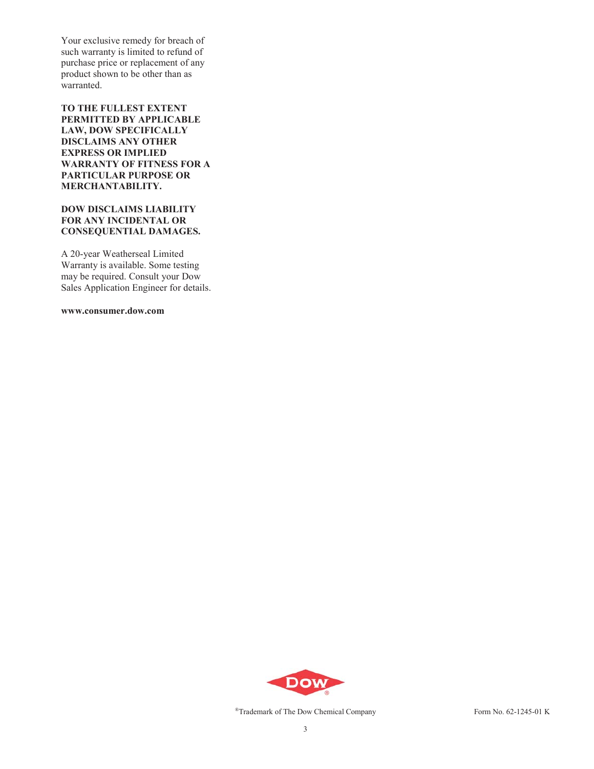Your exclusive remedy for breach of such warranty is limited to refund of purchase price or replacement of any product shown to be other than as warranted.

**TO THE FULLEST EXTENT PERMITTED BY APPLICABLE LAW, DOW SPECIFICALLY DISCLAIMS ANY OTHER EXPRESS OR IMPLIED WARRANTY OF FITNESS FOR A PARTICULAR PURPOSE OR MERCHANTABILITY.**

**DOW DISCLAIMS LIABILITY FOR ANY INCIDENTAL OR CONSEQUENTIAL DAMAGES.**

A 20-year Weatherseal Limited Warranty is available. Some testing may be required. Consult your Dow Sales Application Engineer for details.

**www.consumer.dow.com**

®Trademark of The Dow Chemical Company

Form No. 62-1245-01 K